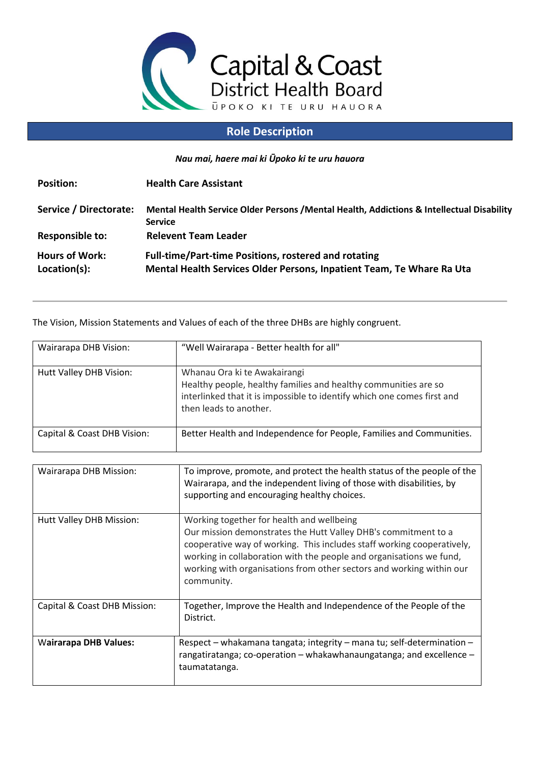Capital & Coast District Health Board

ŪPOKO KI TE URU HAUORA

## Role Description

***Nau mai, haere mai ki Ūpoko ki te uru hauora***

| | |
|---|---|
| **Position:** | **Health Care Assistant** |
| **Service / Directorate:** | **Mental Health Service Older Persons /Mental Health, Addictions & Intellectual Disability Service** |
| **Responsible to:** | **Relevent Team Leader** |
| **Hours of Work:** | **Full-time/Part-time Positions, rostered and rotating** |
| **Location(s):** | **Mental Health Services Older Persons, Inpatient Team, Te Whare Ra Uta** |

---

The Vision, Mission Statements and Values of each of the three DHBs are highly congruent.

| | |
|---|---|
| Wairarapa DHB Vision: | "Well Wairarapa - Better health for all" |
| Hutt Valley DHB Vision: | Whanau Ora ki te Awakairangi<br>Healthy people, healthy families and healthy communities are so interlinked that it is impossible to identify which one comes first and then leads to another. |
| Capital & Coast DHB Vision: | Better Health and Independence for People, Families and Communities. |

| | |
|---|---|
| Wairarapa DHB Mission: | To improve, promote, and protect the health status of the people of the Wairarapa, and the independent living of those with disabilities, by supporting and encouraging healthy choices. |
| Hutt Valley DHB Mission: | Working together for health and wellbeing<br>Our mission demonstrates the Hutt Valley DHB's commitment to a cooperative way of working. This includes staff working cooperatively, working in collaboration with the people and organisations we fund, working with organisations from other sectors and working within our community. |
| Capital & Coast DHB Mission: | Together, Improve the Health and Independence of the People of the District. |
| **Wairarapa DHB Values:** | Respect – whakamana tangata; integrity – mana tu; self-determination – rangatiratanga; co-operation – whakawhanaungatanga; and excellence – taumatatanga. |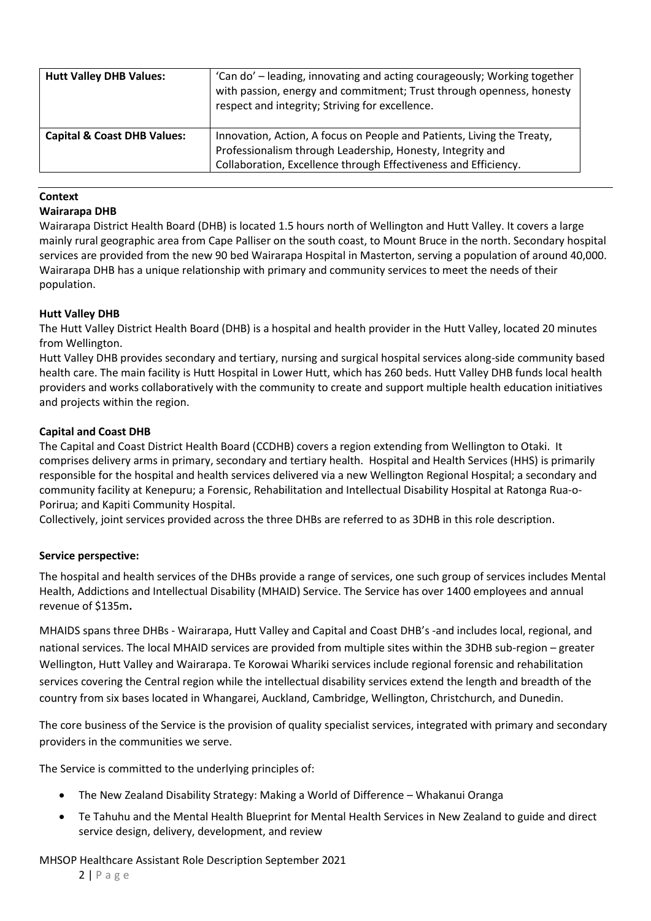| **Hutt Valley DHB Values:** | 'Can do' – leading, innovating and acting courageously; Working together with passion, energy and commitment; Trust through openness, honesty respect and integrity; Striving for excellence. |
|---|---|
| **Capital & Coast DHB Values:** | Innovation, Action, A focus on People and Patients, Living the Treaty, Professionalism through Leadership, Honesty, Integrity and Collaboration, Excellence through Effectiveness and Efficiency. |

**Context**

**Wairarapa DHB**

Wairarapa District Health Board (DHB) is located 1.5 hours north of Wellington and Hutt Valley. It covers a large mainly rural geographic area from Cape Palliser on the south coast, to Mount Bruce in the north. Secondary hospital services are provided from the new 90 bed Wairarapa Hospital in Masterton, serving a population of around 40,000. Wairarapa DHB has a unique relationship with primary and community services to meet the needs of their population.

**Hutt Valley DHB**

The Hutt Valley District Health Board (DHB) is a hospital and health provider in the Hutt Valley, located 20 minutes from Wellington.

Hutt Valley DHB provides secondary and tertiary, nursing and surgical hospital services along-side community based health care. The main facility is Hutt Hospital in Lower Hutt, which has 260 beds. Hutt Valley DHB funds local health providers and works collaboratively with the community to create and support multiple health education initiatives and projects within the region.

**Capital and Coast DHB**

The Capital and Coast District Health Board (CCDHB) covers a region extending from Wellington to Otaki. It comprises delivery arms in primary, secondary and tertiary health. Hospital and Health Services (HHS) is primarily responsible for the hospital and health services delivered via a new Wellington Regional Hospital; a secondary and community facility at Kenepuru; a Forensic, Rehabilitation and Intellectual Disability Hospital at Ratonga Rua-o-Porirua; and Kapiti Community Hospital.

Collectively, joint services provided across the three DHBs are referred to as 3DHB in this role description.

**Service perspective:**

The hospital and health services of the DHBs provide a range of services, one such group of services includes Mental Health, Addictions and Intellectual Disability (MHAID) Service. The Service has over 1400 employees and annual revenue of $135m**.**

MHAIDS spans three DHBs - Wairarapa, Hutt Valley and Capital and Coast DHB's -and includes local, regional, and national services. The local MHAID services are provided from multiple sites within the 3DHB sub-region – greater Wellington, Hutt Valley and Wairarapa. Te Korowai Whariki services include regional forensic and rehabilitation services covering the Central region while the intellectual disability services extend the length and breadth of the country from six bases located in Whangarei, Auckland, Cambridge, Wellington, Christchurch, and Dunedin.

The core business of the Service is the provision of quality specialist services, integrated with primary and secondary providers in the communities we serve.

The Service is committed to the underlying principles of:

- The New Zealand Disability Strategy: Making a World of Difference – Whakanui Oranga
- Te Tahuhu and the Mental Health Blueprint for Mental Health Services in New Zealand to guide and direct service design, delivery, development, and review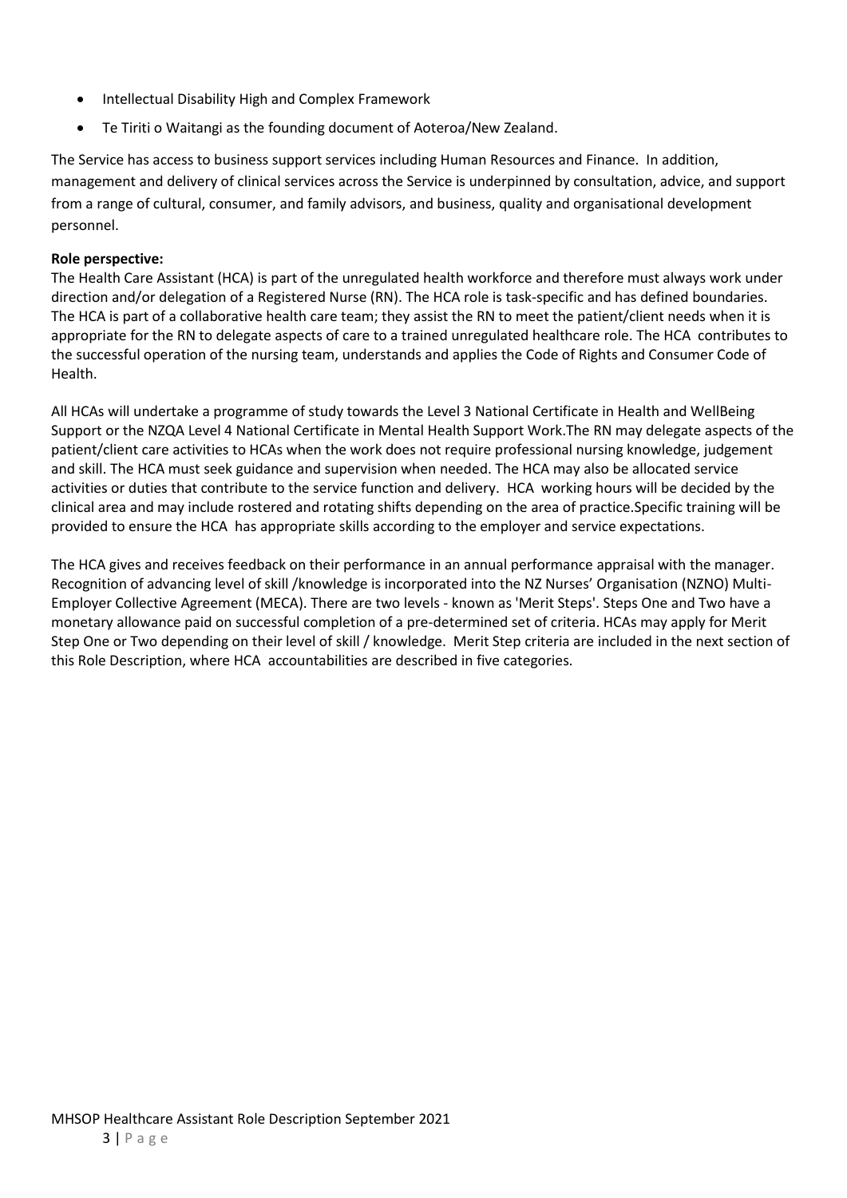- Intellectual Disability High and Complex Framework
- Te Tiriti o Waitangi as the founding document of Aoteroa/New Zealand.

The Service has access to business support services including Human Resources and Finance. In addition, management and delivery of clinical services across the Service is underpinned by consultation, advice, and support from a range of cultural, consumer, and family advisors, and business, quality and organisational development personnel.

**Role perspective:**

The Health Care Assistant (HCA) is part of the unregulated health workforce and therefore must always work under direction and/or delegation of a Registered Nurse (RN). The HCA role is task-specific and has defined boundaries. The HCA is part of a collaborative health care team; they assist the RN to meet the patient/client needs when it is appropriate for the RN to delegate aspects of care to a trained unregulated healthcare role. The HCA contributes to the successful operation of the nursing team, understands and applies the Code of Rights and Consumer Code of Health.

All HCAs will undertake a programme of study towards the Level 3 National Certificate in Health and WellBeing Support or the NZQA Level 4 National Certificate in Mental Health Support Work.The RN may delegate aspects of the patient/client care activities to HCAs when the work does not require professional nursing knowledge, judgement and skill. The HCA must seek guidance and supervision when needed. The HCA may also be allocated service activities or duties that contribute to the service function and delivery. HCA working hours will be decided by the clinical area and may include rostered and rotating shifts depending on the area of practice.Specific training will be provided to ensure the HCA has appropriate skills according to the employer and service expectations.

The HCA gives and receives feedback on their performance in an annual performance appraisal with the manager. Recognition of advancing level of skill /knowledge is incorporated into the NZ Nurses' Organisation (NZNO) Multi-Employer Collective Agreement (MECA). There are two levels - known as 'Merit Steps'. Steps One and Two have a monetary allowance paid on successful completion of a pre-determined set of criteria. HCAs may apply for Merit Step One or Two depending on their level of skill / knowledge. Merit Step criteria are included in the next section of this Role Description, where HCA accountabilities are described in five categories.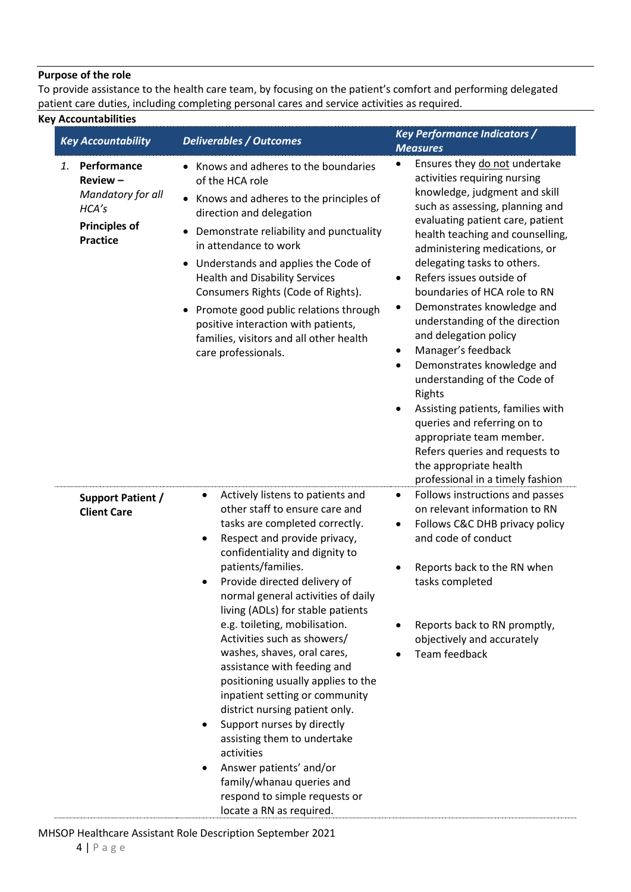**Purpose of the role**

To provide assistance to the health care team, by focusing on the patient's comfort and performing delegated patient care duties, including completing personal cares and service activities as required.

**Key Accountabilities**

| *Key Accountability* | *Deliverables / Outcomes* | *Key Performance Indicators / Measures* |
|---|---|---|
| 1. **Performance Review –** *Mandatory for all HCA's* **Principles of Practice** | • Knows and adheres to the boundaries of the HCA role<br>• Knows and adheres to the principles of direction and delegation<br>• Demonstrate reliability and punctuality in attendance to work<br>• Understands and applies the Code of Health and Disability Services Consumers Rights (Code of Rights).<br>• Promote good public relations through positive interaction with patients, families, visitors and all other health care professionals. | • Ensures they do not undertake activities requiring nursing knowledge, judgment and skill such as assessing, planning and evaluating patient care, patient health teaching and counselling, administering medications, or delegating tasks to others.<br>• Refers issues outside of boundaries of HCA role to RN<br>• Demonstrates knowledge and understanding of the direction and delegation policy<br>• Manager's feedback<br>• Demonstrates knowledge and understanding of the Code of Rights<br>• Assisting patients, families with queries and referring on to appropriate team member. Refers queries and requests to the appropriate health professional in a timely fashion |
| **Support Patient / Client Care** | • Actively listens to patients and other staff to ensure care and tasks are completed correctly.<br>• Respect and provide privacy, confidentiality and dignity to patients/families.<br>• Provide directed delivery of normal general activities of daily living (ADLs) for stable patients e.g. toileting, mobilisation. Activities such as showers/ washes, shaves, oral cares, assistance with feeding and positioning usually applies to the inpatient setting or community district nursing patient only.<br>• Support nurses by directly assisting them to undertake activities<br>• Answer patients' and/or family/whanau queries and respond to simple requests or locate a RN as required. | • Follows instructions and passes on relevant information to RN<br>• Follows C&C DHB privacy policy and code of conduct<br>• Reports back to the RN when tasks completed<br>• Reports back to RN promptly, objectively and accurately<br>• Team feedback |

MHSOP Healthcare Assistant Role Description September 2021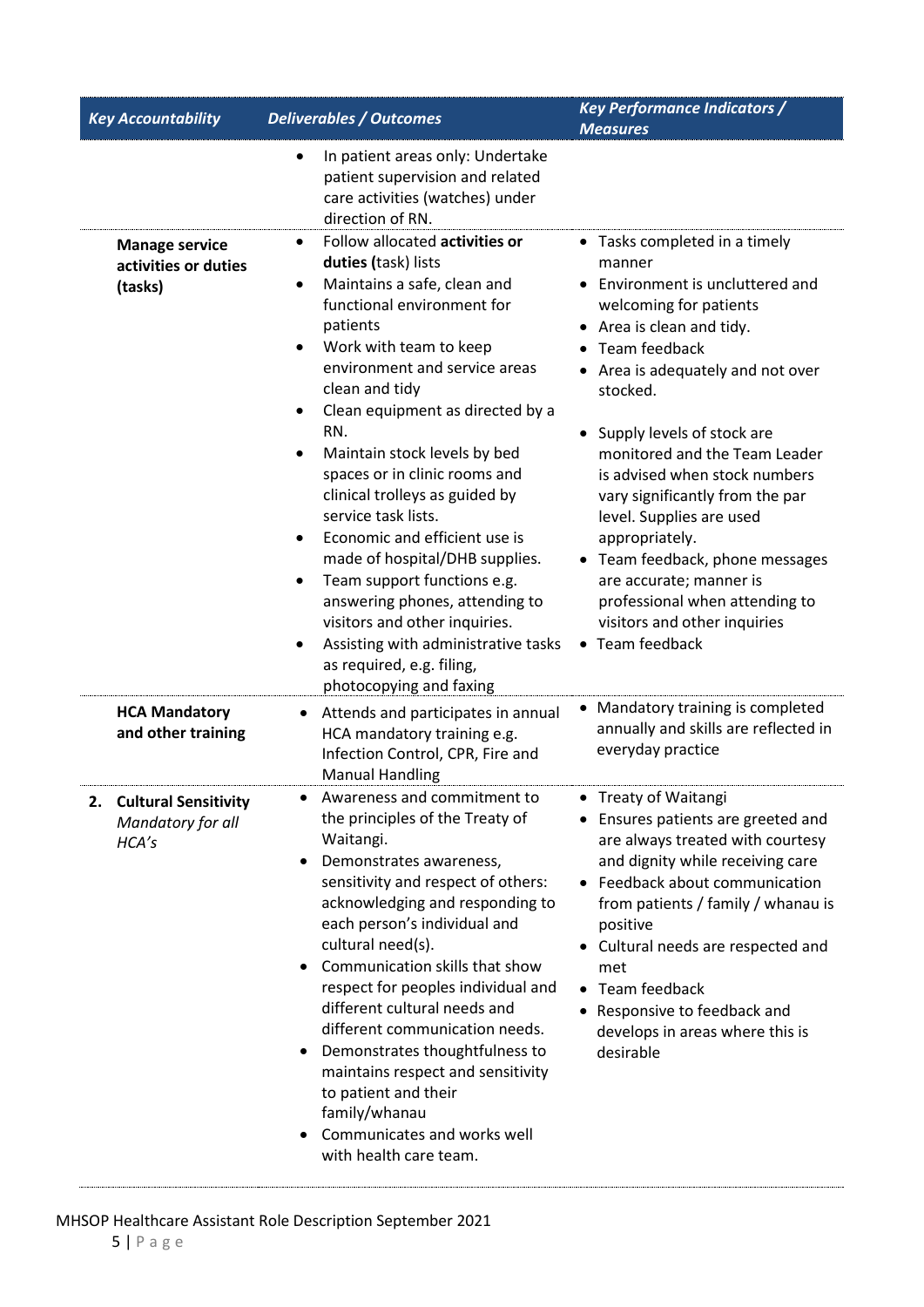| *Key Accountability* | *Deliverables / Outcomes* | *Key Performance Indicators / Measures* |
|---|---|---|
| | • In patient areas only: Undertake patient supervision and related care activities (watches) under direction of RN. | |
| **Manage service activities or duties (tasks)** | • Follow allocated **activities or duties (**task) lists<br>• Maintains a safe, clean and functional environment for patients<br>• Work with team to keep environment and service areas clean and tidy<br>• Clean equipment as directed by a RN.<br>• Maintain stock levels by bed spaces or in clinic rooms and clinical trolleys as guided by service task lists.<br>• Economic and efficient use is made of hospital/DHB supplies.<br>• Team support functions e.g. answering phones, attending to visitors and other inquiries.<br>• Assisting with administrative tasks as required, e.g. filing, photocopying and faxing | • Tasks completed in a timely manner<br>• Environment is uncluttered and welcoming for patients<br>• Area is clean and tidy.<br>• Team feedback<br>• Area is adequately and not over stocked.<br>• Supply levels of stock are monitored and the Team Leader is advised when stock numbers vary significantly from the par level. Supplies are used appropriately.<br>• Team feedback, phone messages are accurate; manner is professional when attending to visitors and other inquiries<br>• Team feedback |
| **HCA Mandatory and other training** | • Attends and participates in annual HCA mandatory training e.g. Infection Control, CPR, Fire and Manual Handling | • Mandatory training is completed annually and skills are reflected in everyday practice |
| **2. Cultural Sensitivity** *Mandatory for all HCA's* | • Awareness and commitment to the principles of the Treaty of Waitangi.<br>• Demonstrates awareness, sensitivity and respect of others: acknowledging and responding to each person's individual and cultural need(s).<br>• Communication skills that show respect for peoples individual and different cultural needs and different communication needs.<br>• Demonstrates thoughtfulness to maintains respect and sensitivity to patient and their family/whanau<br>• Communicates and works well with health care team. | • Treaty of Waitangi<br>• Ensures patients are greeted and are always treated with courtesy and dignity while receiving care<br>• Feedback about communication from patients / family / whanau is positive<br>• Cultural needs are respected and met<br>• Team feedback<br>• Responsive to feedback and develops in areas where this is desirable |

MHSOP Healthcare Assistant Role Description September 2021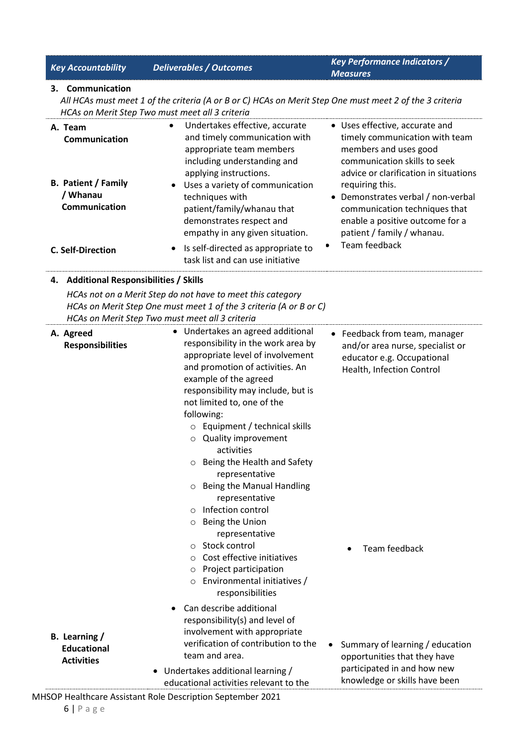| Key Accountability | Deliverables / Outcomes | Key Performance Indicators / Measures |
|---|---|---|
| **3. Communication**<br>*All HCAs must meet 1 of the criteria (A or B or C) HCAs on Merit Step One must meet 2 of the 3 criteria HCAs on Merit Step Two must meet all 3 criteria* | | |
| **A. Team Communication** | • Undertakes effective, accurate and timely communication with appropriate team members including understanding and applying instructions. | • Uses effective, accurate and timely communication with team members and uses good communication skills to seek advice or clarification in situations requiring this. |
| **B. Patient / Family / Whanau Communication** | • Uses a variety of communication techniques with patient/family/whanau that demonstrates respect and empathy in any given situation. | • Demonstrates verbal / non-verbal communication techniques that enable a positive outcome for a patient / family / whanau. |
| **C. Self-Direction** | • Is self-directed as appropriate to task list and can use initiative | • Team feedback |
| **4. Additional Responsibilities / Skills**<br>*HCAs not on a Merit Step do not have to meet this category*<br>*HCAs on Merit Step One must meet 1 of the 3 criteria (A or B or C)*<br>*HCAs on Merit Step Two must meet all 3 criteria* | | |
| **A. Agreed Responsibilities** | • Undertakes an agreed additional responsibility in the work area by appropriate level of involvement and promotion of activities. An example of the agreed responsibility may include, but is not limited to, one of the following:<br>○ Equipment / technical skills<br>○ Quality improvement activities<br>○ Being the Health and Safety representative<br>○ Being the Manual Handling representative<br>○ Infection control<br>○ Being the Union representative<br>○ Stock control<br>○ Cost effective initiatives<br>○ Project participation<br>○ Environmental initiatives / responsibilities<br>• Can describe additional responsibility(s) and level of involvement with appropriate verification of contribution to the team and area. | • Feedback from team, manager and/or area nurse, specialist or educator e.g. Occupational Health, Infection Control<br>• Team feedback |
| **B. Learning / Educational Activities** | • Undertakes additional learning / educational activities relevant to the | • Summary of learning / education opportunities that they have participated in and how new knowledge or skills have been |

MHSOP Healthcare Assistant Role Description September 2021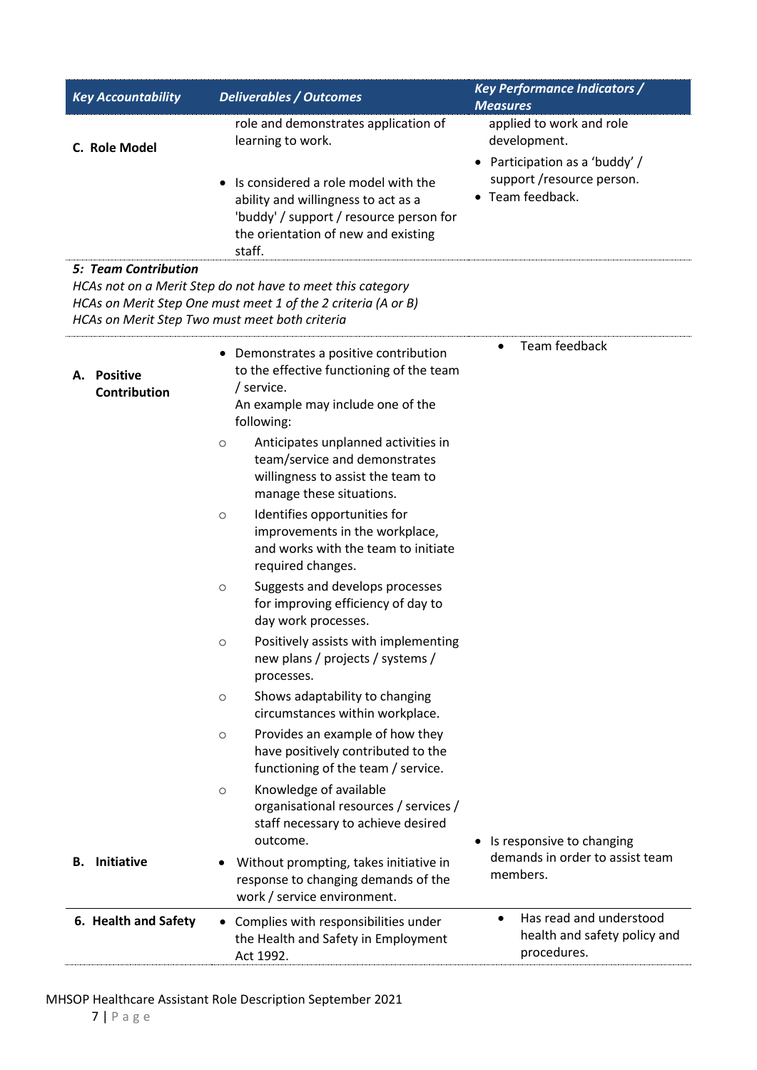| Key Accountability | Deliverables / Outcomes | Key Performance Indicators / Measures |
|---|---|---|
| **C. Role Model** | role and demonstrates application of learning to work.<br><br>• Is considered a role model with the ability and willingness to act as a 'buddy' / support / resource person for the orientation of new and existing staff. | applied to work and role development.<br>• Participation as a 'buddy' / support /resource person.<br>• Team feedback. |
| ***5: Team Contribution***<br>*HCAs not on a Merit Step do not have to meet this category*<br>*HCAs on Merit Step One must meet 1 of the 2 criteria (A or B)*<br>*HCAs on Merit Step Two must meet both criteria* | | |
| **A. Positive Contribution** | • Demonstrates a positive contribution to the effective functioning of the team / service.<br>An example may include one of the following:<br>○ Anticipates unplanned activities in team/service and demonstrates willingness to assist the team to manage these situations.<br>○ Identifies opportunities for improvements in the workplace, and works with the team to initiate required changes.<br>○ Suggests and develops processes for improving efficiency of day to day work processes.<br>○ Positively assists with implementing new plans / projects / systems / processes.<br>○ Shows adaptability to changing circumstances within workplace.<br>○ Provides an example of how they have positively contributed to the functioning of the team / service.<br>○ Knowledge of available organisational resources / services / staff necessary to achieve desired outcome. | • Team feedback |
| **B. Initiative** | • Without prompting, takes initiative in response to changing demands of the work / service environment. | • Is responsive to changing demands in order to assist team members. |
| **6. Health and Safety** | • Complies with responsibilities under the Health and Safety in Employment Act 1992. | • Has read and understood health and safety policy and procedures. |

MHSOP Healthcare Assistant Role Description September 2021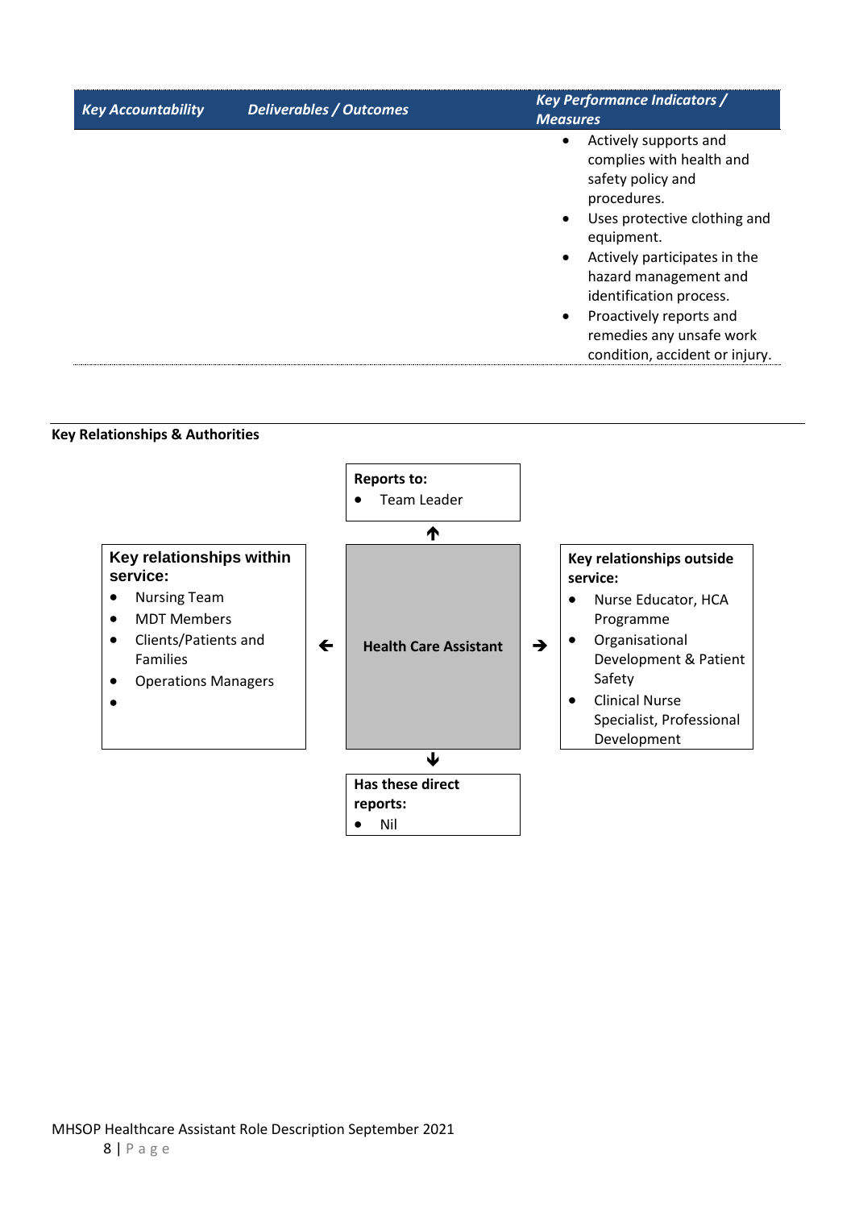| Key Accountability | Deliverables / Outcomes | Key Performance Indicators / Measures |
|---|---|---|
| | | • Actively supports and complies with health and safety policy and procedures.<br>• Uses protective clothing and equipment.<br>• Actively participates in the hazard management and identification process.<br>• Proactively reports and remedies any unsafe work condition, accident or injury. |

## Key Relationships & Authorities

**Reports to:**

- Team Leader

**Health Care Assistant**

**Key relationships within service:**

- Nursing Team
- MDT Members
- Clients/Patients and Families
- Operations Managers

**Key relationships outside service:**

- Nurse Educator, HCA Programme
- Organisational Development & Patient Safety
- Clinical Nurse Specialist, Professional Development

**Has these direct reports:**

- Nil

MHSOP Healthcare Assistant Role Description September 2021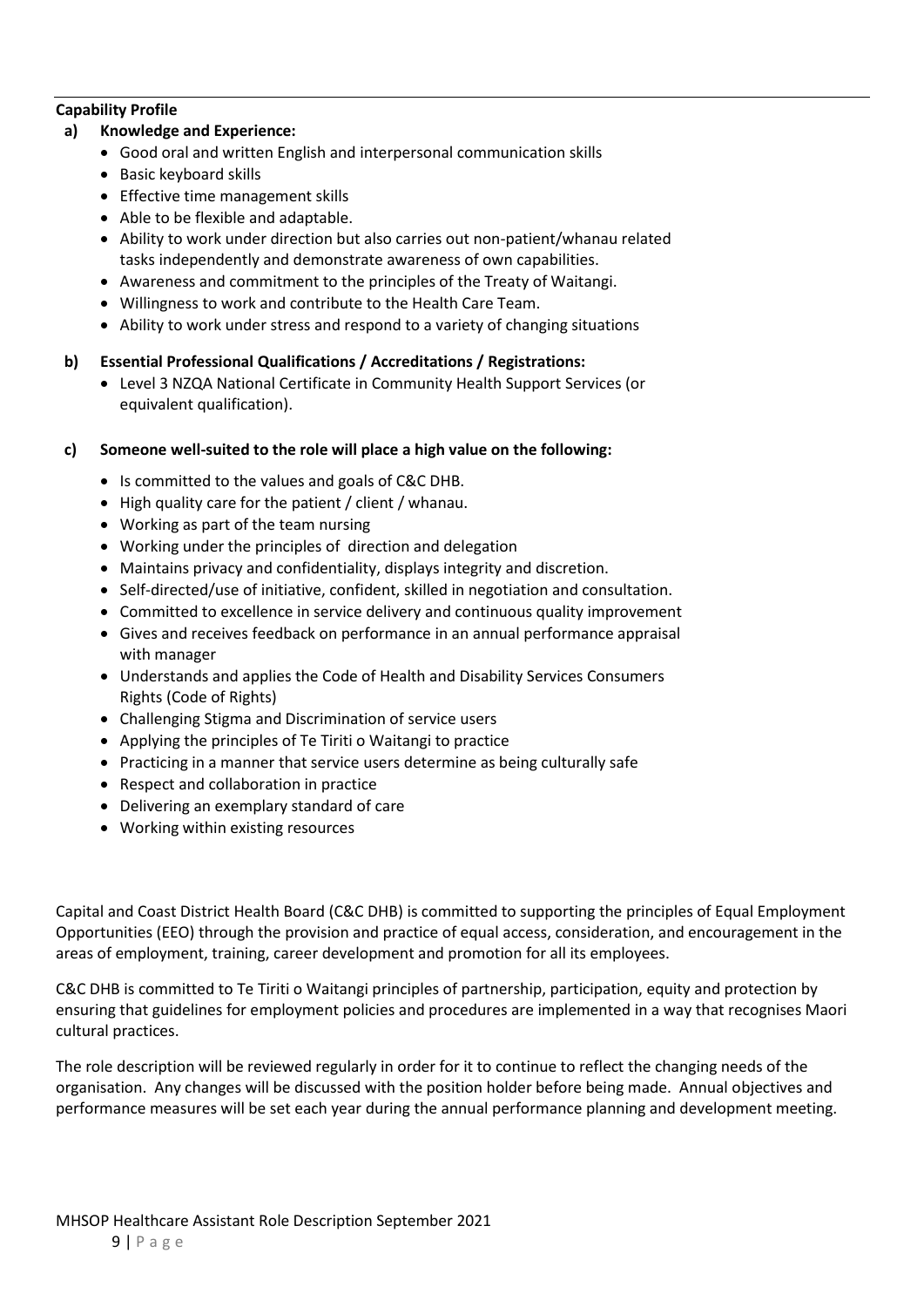**Capability Profile**

**a) Knowledge and Experience:**

- Good oral and written English and interpersonal communication skills
- Basic keyboard skills
- Effective time management skills
- Able to be flexible and adaptable.
- Ability to work under direction but also carries out non-patient/whanau related tasks independently and demonstrate awareness of own capabilities.
- Awareness and commitment to the principles of the Treaty of Waitangi.
- Willingness to work and contribute to the Health Care Team.
- Ability to work under stress and respond to a variety of changing situations

**b) Essential Professional Qualifications / Accreditations / Registrations:**

- Level 3 NZQA National Certificate in Community Health Support Services (or equivalent qualification).

**c) Someone well-suited to the role will place a high value on the following:**

- Is committed to the values and goals of C&C DHB.
- High quality care for the patient / client / whanau.
- Working as part of the team nursing
- Working under the principles of direction and delegation
- Maintains privacy and confidentiality, displays integrity and discretion.
- Self-directed/use of initiative, confident, skilled in negotiation and consultation.
- Committed to excellence in service delivery and continuous quality improvement
- Gives and receives feedback on performance in an annual performance appraisal with manager
- Understands and applies the Code of Health and Disability Services Consumers Rights (Code of Rights)
- Challenging Stigma and Discrimination of service users
- Applying the principles of Te Tiriti o Waitangi to practice
- Practicing in a manner that service users determine as being culturally safe
- Respect and collaboration in practice
- Delivering an exemplary standard of care
- Working within existing resources

Capital and Coast District Health Board (C&C DHB) is committed to supporting the principles of Equal Employment Opportunities (EEO) through the provision and practice of equal access, consideration, and encouragement in the areas of employment, training, career development and promotion for all its employees.

C&C DHB is committed to Te Tiriti o Waitangi principles of partnership, participation, equity and protection by ensuring that guidelines for employment policies and procedures are implemented in a way that recognises Maori cultural practices.

The role description will be reviewed regularly in order for it to continue to reflect the changing needs of the organisation. Any changes will be discussed with the position holder before being made. Annual objectives and performance measures will be set each year during the annual performance planning and development meeting.